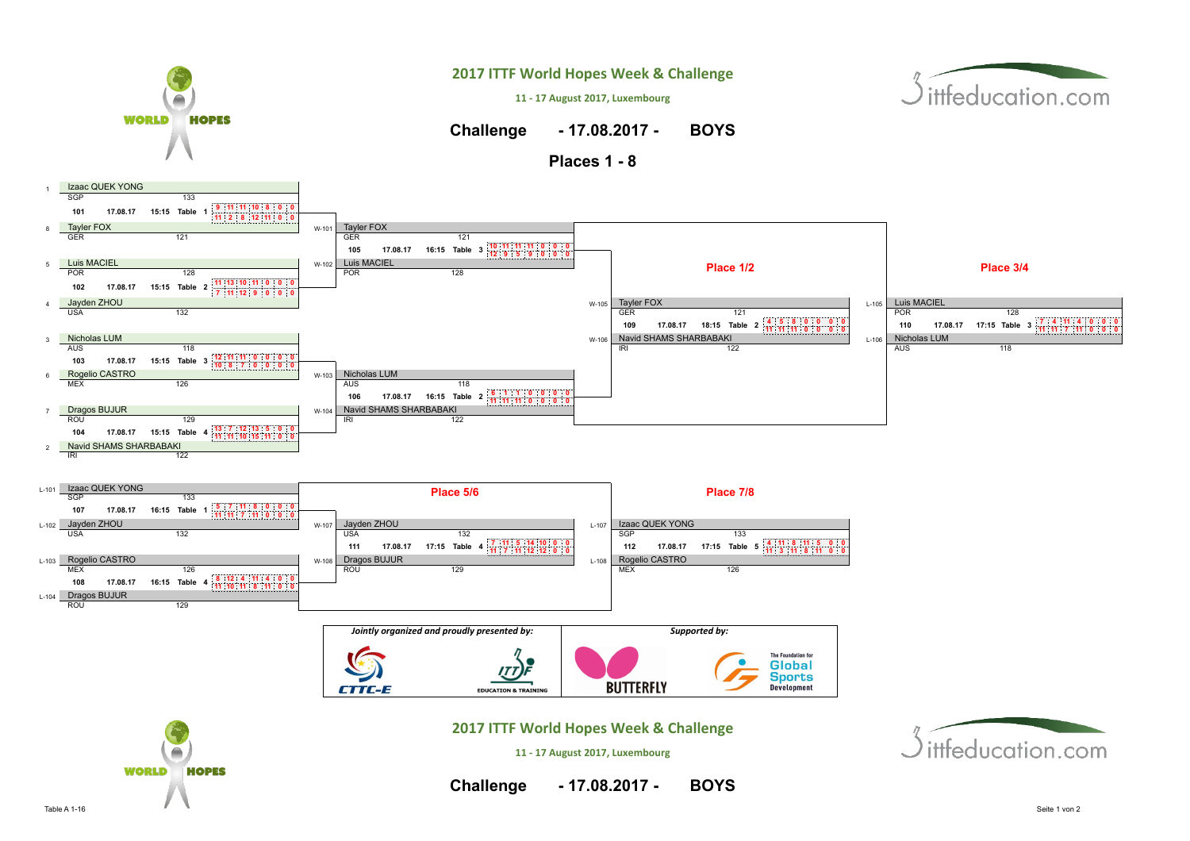# 2017 ITTF World Hopes Week & Challenge

11 - 17 August 2017, Luxembourg

## Challenge - 17.08.2017 - BOYS

### Places 1 - 8

#### Round 1

| Match | Date | Time | Table | Player 1 | Player 2 | Scores (P1) | Scores (P2) |
|---|---|---|---|---|---|---|---|
| 101 | 17.08.17 | 15:15 | 1 | 1 Izaac QUEK YONG (SGP, 133) | 8 Tayler FOX (GER, 121) | 9 : 11 : 11 : 10 : 8 : 0 : 0 | 11 : 2 : 8 : 12 : 11 : 0 : 0 |
| 102 | 17.08.17 | 15:15 | 2 | 5 Luis MACIEL (POR, 128) | 4 Jayden ZHOU (USA, 132) | 11 : 13 : 10 : 11 : 0 : 0 : 0 | 7 : 11 : 12 : 9 : 0 : 0 : 0 |
| 103 | 17.08.17 | 15:15 | 3 | 3 Nicholas LUM (AUS, 118) | 6 Rogelio CASTRO (MEX, 126) | 12 : 11 : 11 : 0 : 0 : 0 : 0 | 10 : 8 : 7 : 0 : 0 : 0 : 0 |
| 104 | 17.08.17 | 15:15 | 4 | 7 Dragos BUJUR (ROU, 129) | 2 Navid SHAMS SHARBABAKI (IRI, 122) | 13 : 7 : 12 : 13 : 5 : 0 : 0 | 11 : 11 : 10 : 15 : 11 : 0 : 0 |

#### Semifinals

| Match | Date | Time | Table | Player 1 | Player 2 | Scores (P1) | Scores (P2) |
|---|---|---|---|---|---|---|---|
| 105 | 17.08.17 | 16:15 | 3 | W-101 Tayler FOX (GER, 121) | W-102 Luis MACIEL (POR, 128) | 10 : 11 : 11 : 11 : 0 : 0 : 0 | 12 : 9 : 5 : 9 : 0 : 0 : 0 |
| 106 | 17.08.17 | 16:15 | 2 | W-103 Nicholas LUM (AUS, 118) | W-104 Navid SHAMS SHARBABAKI (IRI, 122) | 6 : 1 : 1 : 0 : 0 : 0 : 0 | 11 : 11 : 11 : 0 : 0 : 0 : 0 |

#### Place 1/2

| Match | Date | Time | Table | Player 1 | Player 2 | Scores (P1) | Scores (P2) |
|---|---|---|---|---|---|---|---|
| 109 | 17.08.17 | 18:15 | 2 | W-105 Tayler FOX (GER, 121) | W-106 Navid SHAMS SHARBABAKI (IRI, 122) | 4 : 5 : 8 : 0 : 0 : 0 : 0 | 11 : 11 : 11 : 0 : 0 : 0 : 0 |

#### Place 3/4

| Match | Date | Time | Table | Player 1 | Player 2 | Scores (P1) | Scores (P2) |
|---|---|---|---|---|---|---|---|
| 110 | 17.08.17 | 17:15 | 3 | L-105 Luis MACIEL (POR, 128) | L-106 Nicholas LUM (AUS, 118) | 7 : 4 : 11 : 4 : 0 : 0 : 0 | 11 : 11 : 7 : 11 : 0 : 0 : 0 |

#### Places 5 - 8

| Match | Date | Time | Table | Player 1 | Player 2 | Scores (P1) | Scores (P2) |
|---|---|---|---|---|---|---|---|
| 107 | 17.08.17 | 16:15 | 1 | L-101 Izaac QUEK YONG (SGP, 133) | L-102 Jayden ZHOU (USA, 132) | 5 : 7 : 11 : 8 : 0 : 0 : 0 | 11 : 11 : 7 : 11 : 0 : 0 : 0 |
| 108 | 17.08.17 | 16:15 | 4 | L-103 Rogelio CASTRO (MEX, 126) | L-104 Dragos BUJUR (ROU, 129) | 6 : 12 : 4 : 11 : 4 : 0 : 0 | 11 : 10 : 11 : 8 : 11 : 0 : 0 |

#### Place 5/6

| Match | Date | Time | Table | Player 1 | Player 2 | Scores (P1) | Scores (P2) |
|---|---|---|---|---|---|---|---|
| 111 | 17.08.17 | 17:15 | 4 | W-107 Jayden ZHOU (USA, 132) | W-108 Dragos BUJUR (ROU, 129) | 7 : 11 : 5 : 14 : 10 : 0 : 0 | 11 : 7 : 11 : 12 : 12 : 0 : 0 |

#### Place 7/8

| Match | Date | Time | Table | Player 1 | Player 2 | Scores (P1) | Scores (P2) |
|---|---|---|---|---|---|---|---|
| 112 | 17.08.17 | 17:15 | 5 | L-107 Izaac QUEK YONG (SGP, 133) | L-108 Rogelio CASTRO (MEX, 126) | 4 : 11 : 8 : 11 : 5 : 0 : 0 | 11 : 3 : 11 : 8 : 11 : 0 : 0 |

*Jointly organized and proudly presented by:* CTTC-E, ITTF Education & Training

*Supported by:* Butterfly, The Foundation for Global Sports Development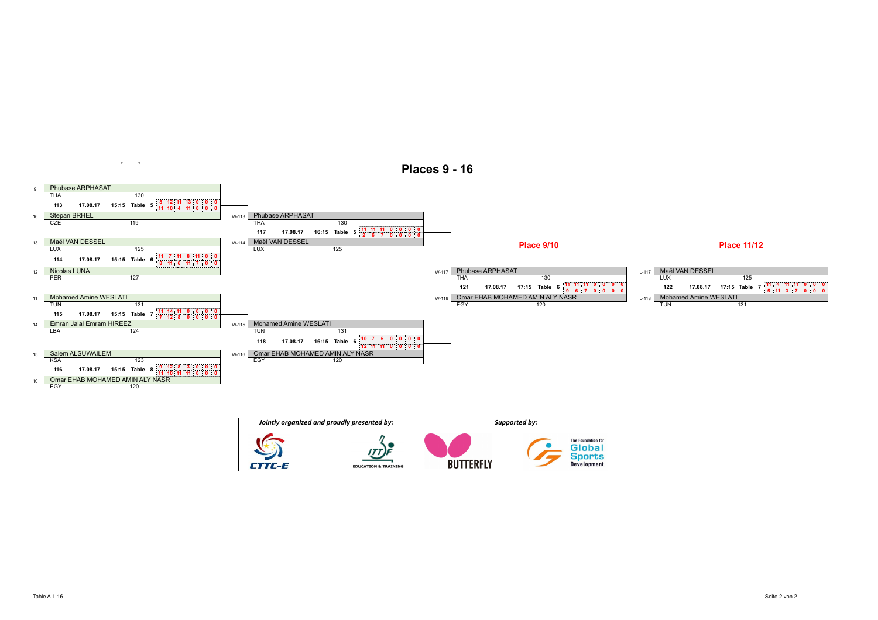# Places 9 - 16

## First round

| Seed | Player | Country | Rating | Match | Date | Time | Table | Scores |
|---|---|---|---|---|---|---|---|---|
| 9 | Phubase ARPHASAT | THA | 130 | 113 | 17.08.17 | 15:15 | Table 5 | 8:11, 12:10, 11:4, 13:11, 0:0, 0:0, 0:0 |
| 16 | Stepan BRHEL | CZE | 119 | | | | | |
| 13 | Maël VAN DESSEL | LUX | 125 | 114 | 17.08.17 | 15:15 | Table 6 | 11:8, 7:11, 11:6, 8:11, 11:7, 0:0, 0:0 |
| 12 | Nicolas LUNA | PER | 127 | | | | | |
| 11 | Mohamed Amine WESLATI | TUN | 131 | 115 | 17.08.17 | 15:15 | Table 7 | 11:7, 14:12, 11:8, 0:0, 0:0, 0:0, 0:0 |
| 14 | Emran Jalal Emram HIREEZ | LBA | 124 | | | | | |
| 15 | Salem ALSUWAILEM | KSA | 123 | 116 | 17.08.17 | 15:15 | Table 8 | 9:11, 12:10, 8:11, 3:11, 0:0, 0:0, 0:0 |
| 10 | Omar EHAB MOHAMED AMIN ALY NASR | EGY | 120 | | | | | |

## Second round

| Slot | Player | Country | Rating | Match | Date | Time | Table | Scores |
|---|---|---|---|---|---|---|---|---|
| W-113 | Phubase ARPHASAT | THA | 130 | 117 | 17.08.17 | 16:15 | Table 5 | 11:2, 11:6, 11:7, 0:0, 0:0, 0:0, 0:0 |
| W-114 | Maël VAN DESSEL | LUX | 125 | | | | | |
| W-115 | Mohamed Amine WESLATI | TUN | 131 | 118 | 17.08.17 | 16:15 | Table 6 | 10:12, 7:11, 5:11, 0:0, 0:0, 0:0, 0:0 |
| W-116 | Omar EHAB MOHAMED AMIN ALY NASR | EGY | 120 | | | | | |

## Place 9/10

| Slot | Player | Country | Rating | Match | Date | Time | Table | Scores |
|---|---|---|---|---|---|---|---|---|
| W-117 | Phubase ARPHASAT | THA | 130 | 121 | 17.08.17 | 17:15 | Table 6 | 11:9, 11:6, 11:7, 0:0, 0:0, 0:0, 0:0 |
| W-118 | Omar EHAB MOHAMED AMIN ALY NASR | EGY | 120 | | | | | |

## Place 11/12

| Slot | Player | Country | Rating | Match | Date | Time | Table | Scores |
|---|---|---|---|---|---|---|---|---|
| L-117 | Maël VAN DESSEL | LUX | 125 | 122 | 17.08.17 | 17:15 | Table 7 | 11:5, 4:11, 11:3, 11:7, 0:0, 0:0, 0:0 |
| L-118 | Mohamed Amine WESLATI | TUN | 131 | | | | | |

*Jointly organized and proudly presented by:* CTTC-E, ITTF Education & Training

*Supported by:* Butterfly, The Foundation for Global Sports Development

Table A 1-16